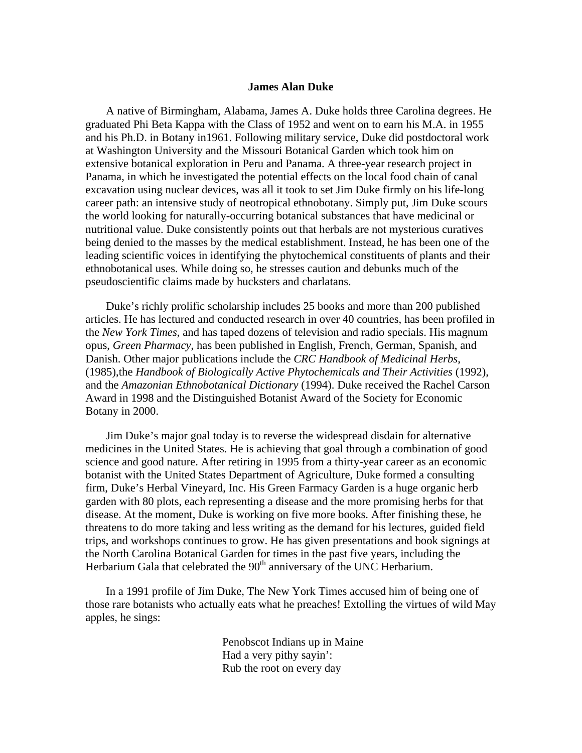**James Alan Duke**

A native of Birmingham, Alabama, James A. Duke holds three Carolina degrees. He graduated Phi Beta Kappa with the Class of 1952 and went on to earn his M.A. in 1955 and his Ph.D. in Botany in1961. Following military service, Duke did postdoctoral work at Washington University and the Missouri Botanical Garden which took him on extensive botanical exploration in Peru and Panama. A three-year research project in Panama, in which he investigated the potential effects on the local food chain of canal excavation using nuclear devices, was all it took to set Jim Duke firmly on his life-long career path: an intensive study of neotropical ethnobotany. Simply put, Jim Duke scours the world looking for naturally-occurring botanical substances that have medicinal or nutritional value. Duke consistently points out that herbals are not mysterious curatives being denied to the masses by the medical establishment. Instead, he has been one of the leading scientific voices in identifying the phytochemical constituents of plants and their ethnobotanical uses. While doing so, he stresses caution and debunks much of the pseudoscientific claims made by hucksters and charlatans.

Duke's richly prolific scholarship includes 25 books and more than 200 published articles. He has lectured and conducted research in over 40 countries, has been profiled in the *New York Times*, and has taped dozens of television and radio specials. His magnum opus, *Green Pharmacy*, has been published in English, French, German, Spanish, and Danish. Other major publications include the *CRC Handbook of Medicinal Herbs*, (1985),the *Handbook of Biologically Active Phytochemicals and Their Activities* (1992), and the *Amazonian Ethnobotanical Dictionary* (1994). Duke received the Rachel Carson Award in 1998 and the Distinguished Botanist Award of the Society for Economic Botany in 2000.

Jim Duke's major goal today is to reverse the widespread disdain for alternative medicines in the United States. He is achieving that goal through a combination of good science and good nature. After retiring in 1995 from a thirty-year career as an economic botanist with the United States Department of Agriculture, Duke formed a consulting firm, Duke's Herbal Vineyard, Inc. His Green Farmacy Garden is a huge organic herb garden with 80 plots, each representing a disease and the more promising herbs for that disease. At the moment, Duke is working on five more books. After finishing these, he threatens to do more taking and less writing as the demand for his lectures, guided field trips, and workshops continues to grow. He has given presentations and book signings at the North Carolina Botanical Garden for times in the past five years, including the Herbarium Gala that celebrated the 90th anniversary of the UNC Herbarium.

In a 1991 profile of Jim Duke, The New York Times accused him of being one of those rare botanists who actually eats what he preaches! Extolling the virtues of wild May apples, he sings:

> Penobscot Indians up in Maine
> Had a very pithy sayin':
> Rub the root on every day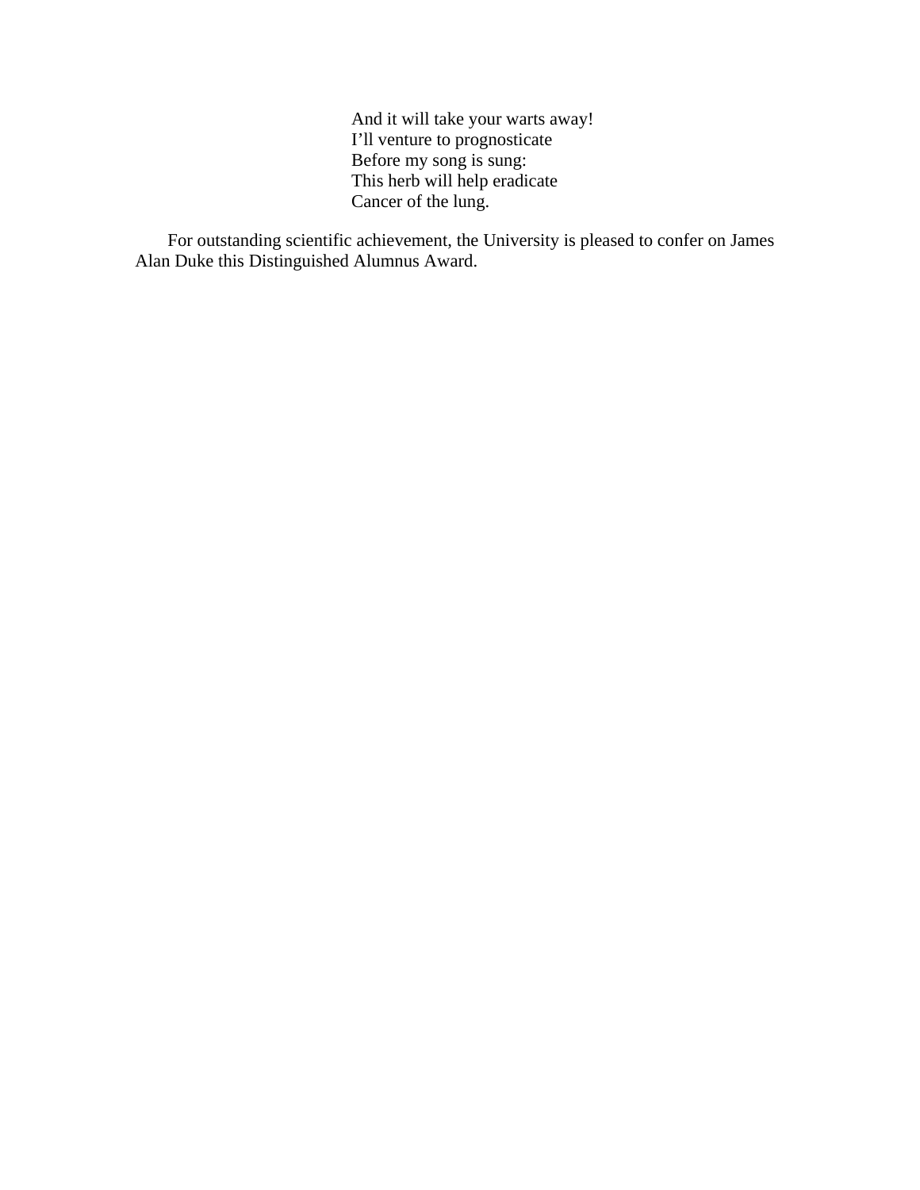And it will take your warts away!  
I'll venture to prognosticate  
Before my song is sung:  
This herb will help eradicate  
Cancer of the lung.

For outstanding scientific achievement, the University is pleased to confer on James Alan Duke this Distinguished Alumnus Award.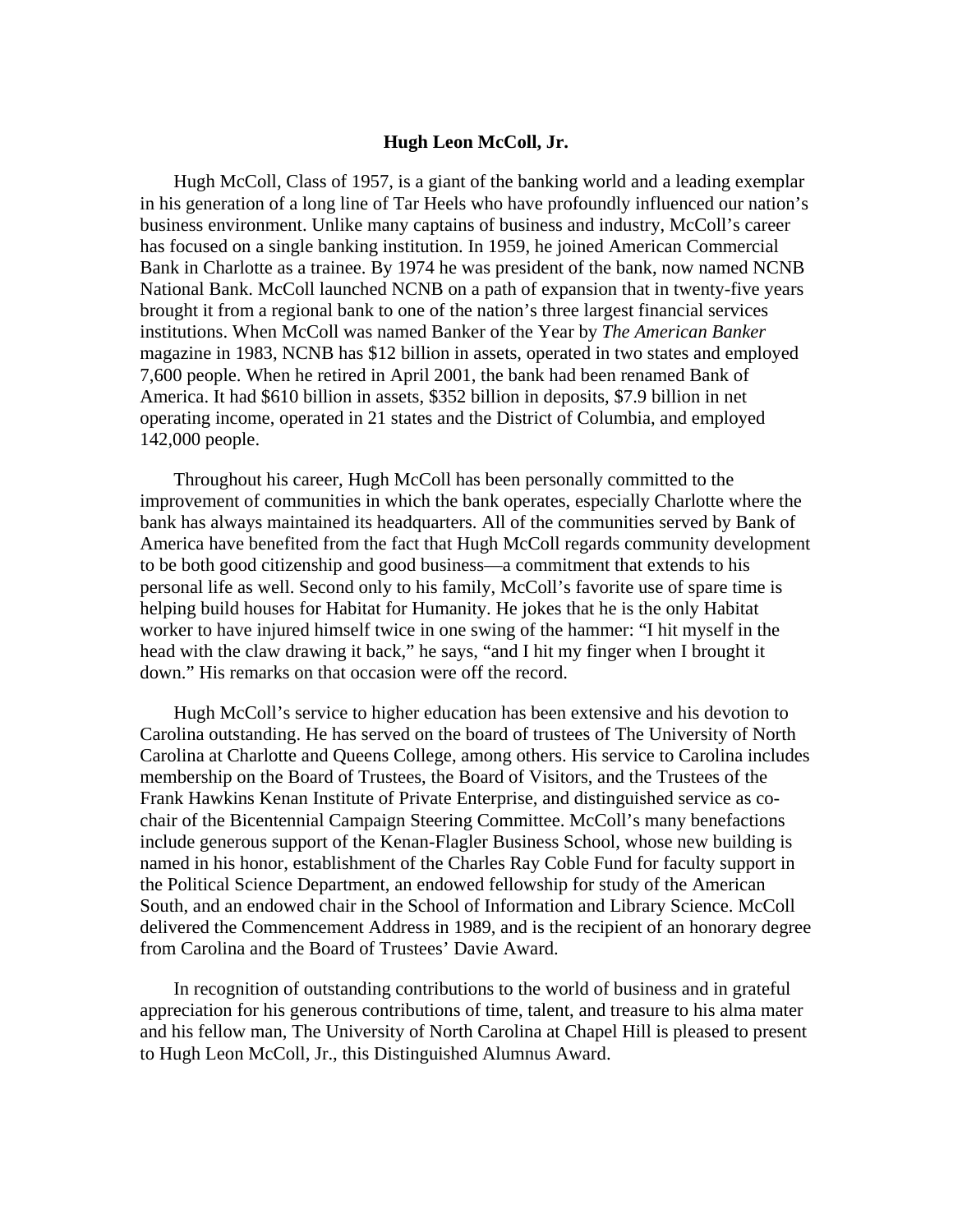# Hugh Leon McColl, Jr.

Hugh McColl, Class of 1957, is a giant of the banking world and a leading exemplar in his generation of a long line of Tar Heels who have profoundly influenced our nation's business environment. Unlike many captains of business and industry, McColl's career has focused on a single banking institution. In 1959, he joined American Commercial Bank in Charlotte as a trainee. By 1974 he was president of the bank, now named NCNB National Bank. McColl launched NCNB on a path of expansion that in twenty-five years brought it from a regional bank to one of the nation's three largest financial services institutions. When McColl was named Banker of the Year by *The American Banker* magazine in 1983, NCNB has $12 billion in assets, operated in two states and employed 7,600 people. When he retired in April 2001, the bank had been renamed Bank of America. It had $610 billion in assets, $352 billion in deposits, $7.9 billion in net operating income, operated in 21 states and the District of Columbia, and employed 142,000 people.

Throughout his career, Hugh McColl has been personally committed to the improvement of communities in which the bank operates, especially Charlotte where the bank has always maintained its headquarters. All of the communities served by Bank of America have benefited from the fact that Hugh McColl regards community development to be both good citizenship and good business—a commitment that extends to his personal life as well. Second only to his family, McColl's favorite use of spare time is helping build houses for Habitat for Humanity. He jokes that he is the only Habitat worker to have injured himself twice in one swing of the hammer: "I hit myself in the head with the claw drawing it back," he says, "and I hit my finger when I brought it down." His remarks on that occasion were off the record.

Hugh McColl's service to higher education has been extensive and his devotion to Carolina outstanding. He has served on the board of trustees of The University of North Carolina at Charlotte and Queens College, among others. His service to Carolina includes membership on the Board of Trustees, the Board of Visitors, and the Trustees of the Frank Hawkins Kenan Institute of Private Enterprise, and distinguished service as co-chair of the Bicentennial Campaign Steering Committee. McColl's many benefactions include generous support of the Kenan-Flagler Business School, whose new building is named in his honor, establishment of the Charles Ray Coble Fund for faculty support in the Political Science Department, an endowed fellowship for study of the American South, and an endowed chair in the School of Information and Library Science. McColl delivered the Commencement Address in 1989, and is the recipient of an honorary degree from Carolina and the Board of Trustees' Davie Award.

In recognition of outstanding contributions to the world of business and in grateful appreciation for his generous contributions of time, talent, and treasure to his alma mater and his fellow man, The University of North Carolina at Chapel Hill is pleased to present to Hugh Leon McColl, Jr., this Distinguished Alumnus Award.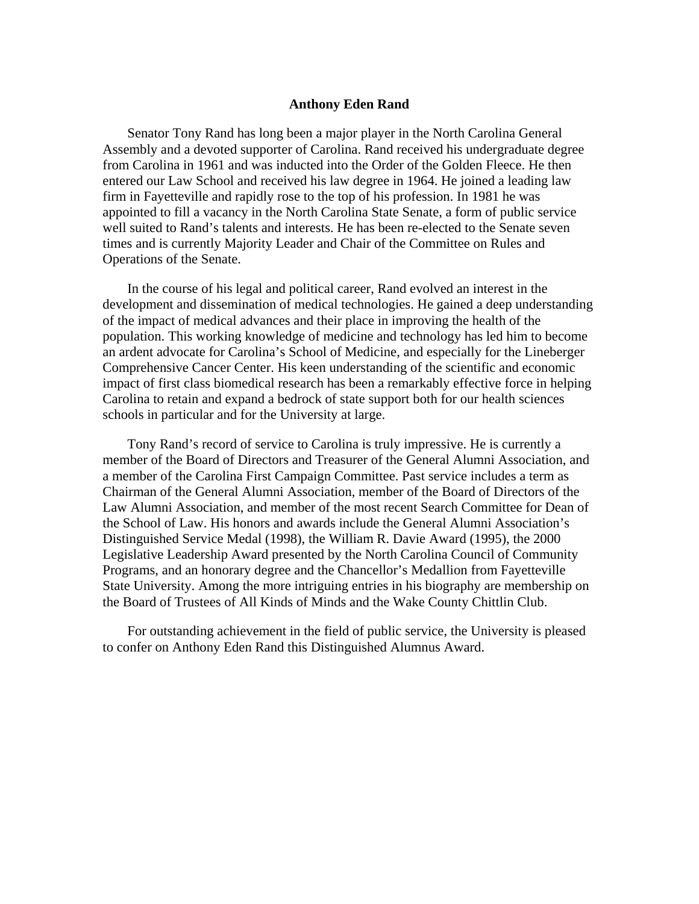**Anthony Eden Rand**

Senator Tony Rand has long been a major player in the North Carolina General Assembly and a devoted supporter of Carolina. Rand received his undergraduate degree from Carolina in 1961 and was inducted into the Order of the Golden Fleece. He then entered our Law School and received his law degree in 1964. He joined a leading law firm in Fayetteville and rapidly rose to the top of his profession. In 1981 he was appointed to fill a vacancy in the North Carolina State Senate, a form of public service well suited to Rand's talents and interests. He has been re-elected to the Senate seven times and is currently Majority Leader and Chair of the Committee on Rules and Operations of the Senate.

In the course of his legal and political career, Rand evolved an interest in the development and dissemination of medical technologies. He gained a deep understanding of the impact of medical advances and their place in improving the health of the population. This working knowledge of medicine and technology has led him to become an ardent advocate for Carolina's School of Medicine, and especially for the Lineberger Comprehensive Cancer Center. His keen understanding of the scientific and economic impact of first class biomedical research has been a remarkably effective force in helping Carolina to retain and expand a bedrock of state support both for our health sciences schools in particular and for the University at large.

Tony Rand's record of service to Carolina is truly impressive. He is currently a member of the Board of Directors and Treasurer of the General Alumni Association, and a member of the Carolina First Campaign Committee. Past service includes a term as Chairman of the General Alumni Association, member of the Board of Directors of the Law Alumni Association, and member of the most recent Search Committee for Dean of the School of Law. His honors and awards include the General Alumni Association's Distinguished Service Medal (1998), the William R. Davie Award (1995), the 2000 Legislative Leadership Award presented by the North Carolina Council of Community Programs, and an honorary degree and the Chancellor's Medallion from Fayetteville State University. Among the more intriguing entries in his biography are membership on the Board of Trustees of All Kinds of Minds and the Wake County Chittlin Club.

For outstanding achievement in the field of public service, the University is pleased to confer on Anthony Eden Rand this Distinguished Alumnus Award.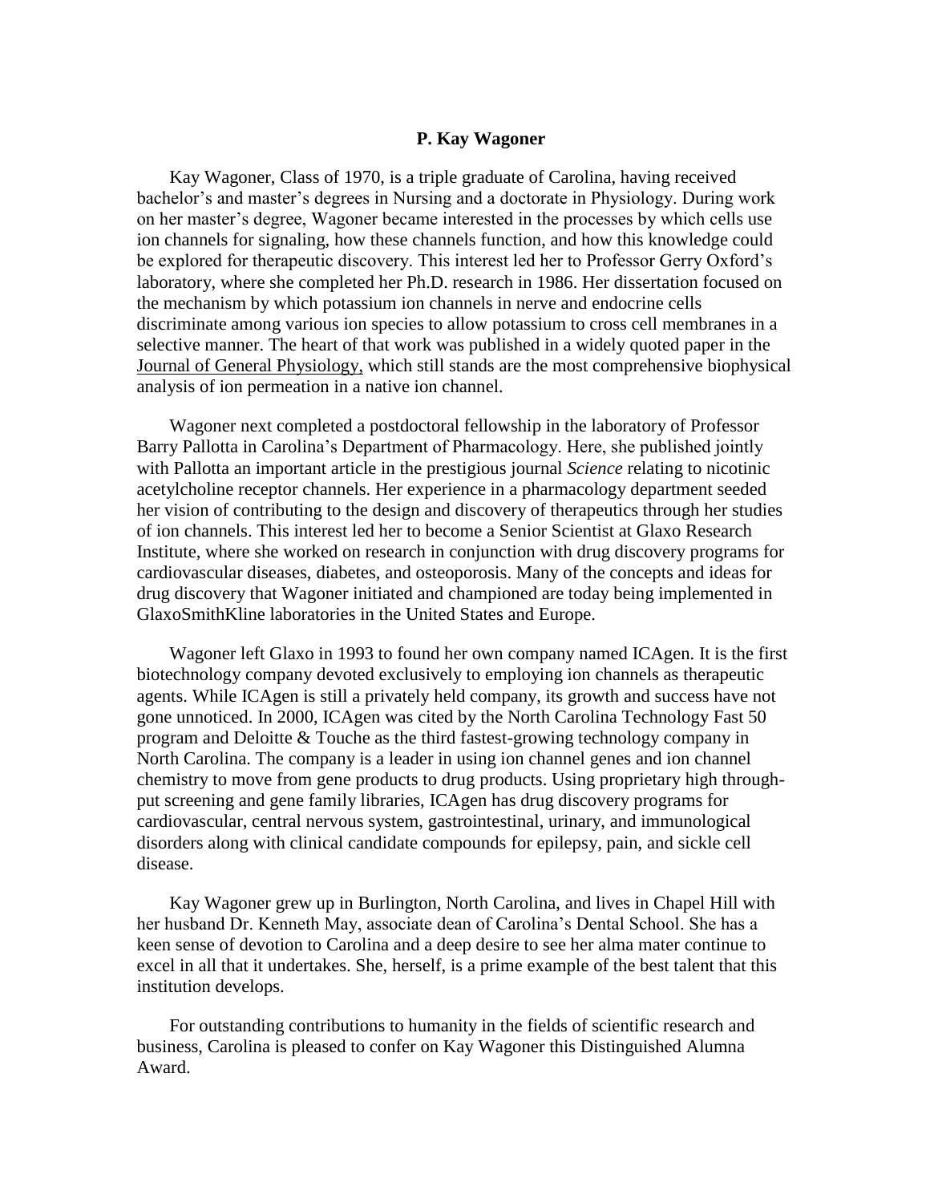**P. Kay Wagoner**

Kay Wagoner, Class of 1970, is a triple graduate of Carolina, having received bachelor's and master's degrees in Nursing and a doctorate in Physiology. During work on her master's degree, Wagoner became interested in the processes by which cells use ion channels for signaling, how these channels function, and how this knowledge could be explored for therapeutic discovery. This interest led her to Professor Gerry Oxford's laboratory, where she completed her Ph.D. research in 1986. Her dissertation focused on the mechanism by which potassium ion channels in nerve and endocrine cells discriminate among various ion species to allow potassium to cross cell membranes in a selective manner. The heart of that work was published in a widely quoted paper in the Journal of General Physiology, which still stands are the most comprehensive biophysical analysis of ion permeation in a native ion channel.

Wagoner next completed a postdoctoral fellowship in the laboratory of Professor Barry Pallotta in Carolina's Department of Pharmacology. Here, she published jointly with Pallotta an important article in the prestigious journal *Science* relating to nicotinic acetylcholine receptor channels. Her experience in a pharmacology department seeded her vision of contributing to the design and discovery of therapeutics through her studies of ion channels. This interest led her to become a Senior Scientist at Glaxo Research Institute, where she worked on research in conjunction with drug discovery programs for cardiovascular diseases, diabetes, and osteoporosis. Many of the concepts and ideas for drug discovery that Wagoner initiated and championed are today being implemented in GlaxoSmithKline laboratories in the United States and Europe.

Wagoner left Glaxo in 1993 to found her own company named ICAgen. It is the first biotechnology company devoted exclusively to employing ion channels as therapeutic agents. While ICAgen is still a privately held company, its growth and success have not gone unnoticed. In 2000, ICAgen was cited by the North Carolina Technology Fast 50 program and Deloitte & Touche as the third fastest-growing technology company in North Carolina. The company is a leader in using ion channel genes and ion channel chemistry to move from gene products to drug products. Using proprietary high through-put screening and gene family libraries, ICAgen has drug discovery programs for cardiovascular, central nervous system, gastrointestinal, urinary, and immunological disorders along with clinical candidate compounds for epilepsy, pain, and sickle cell disease.

Kay Wagoner grew up in Burlington, North Carolina, and lives in Chapel Hill with her husband Dr. Kenneth May, associate dean of Carolina's Dental School. She has a keen sense of devotion to Carolina and a deep desire to see her alma mater continue to excel in all that it undertakes. She, herself, is a prime example of the best talent that this institution develops.

For outstanding contributions to humanity in the fields of scientific research and business, Carolina is pleased to confer on Kay Wagoner this Distinguished Alumna Award.